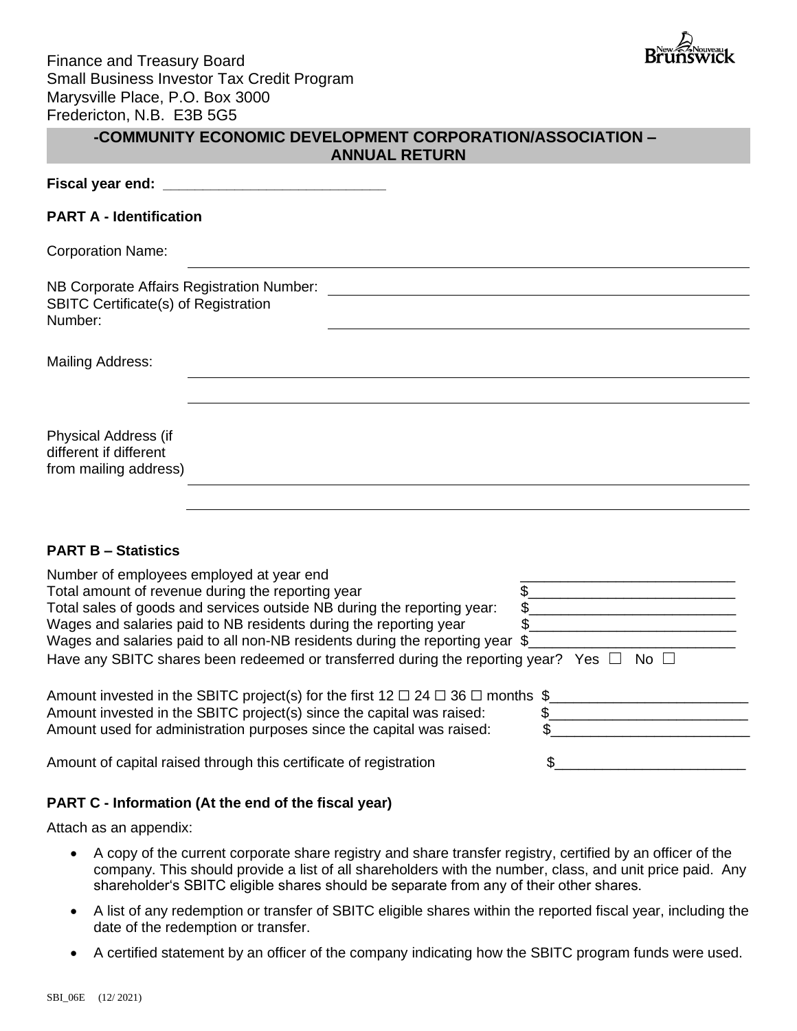Finance and Treasury Board
Small Business Investor Tax Credit Program
Marysville Place, P.O. Box 3000
Fredericton, N.B. E3B 5G5

## -COMMUNITY ECONOMIC DEVELOPMENT CORPORATION/ASSOCIATION – ANNUAL RETURN

**Fiscal year end: ___________________________**

### PART A - Identification

Corporation Name: ______________________________

NB Corporate Affairs Registration Number: ______________________________

SBITC Certificate(s) of Registration Number: ______________________________

Mailing Address: ______________________________

______________________________

Physical Address (if different if different from mailing address) ______________________________

______________________________

### PART B – Statistics

Number of employees employed at year end ___________________________

Total amount of revenue during the reporting year $___________________________

Total sales of goods and services outside NB during the reporting year: $___________________________

Wages and salaries paid to NB residents during the reporting year $___________________________

Wages and salaries paid to all non-NB residents during the reporting year $___________________________

Have any SBITC shares been redeemed or transferred during the reporting year? Yes ☐ No ☐

Amount invested in the SBITC project(s) for the first 12 ☐ 24 ☐ 36 ☐ months $_________________________

Amount invested in the SBITC project(s) since the capital was raised: $_________________________

Amount used for administration purposes since the capital was raised: $_________________________

Amount of capital raised through this certificate of registration $_________________________

### PART C - Information (At the end of the fiscal year)

Attach as an appendix:

- A copy of the current corporate share registry and share transfer registry, certified by an officer of the company. This should provide a list of all shareholders with the number, class, and unit price paid. Any shareholder's SBITC eligible shares should be separate from any of their other shares.
- A list of any redemption or transfer of SBITC eligible shares within the reported fiscal year, including the date of the redemption or transfer.
- A certified statement by an officer of the company indicating how the SBITC program funds were used.

SBI_06E (12/ 2021)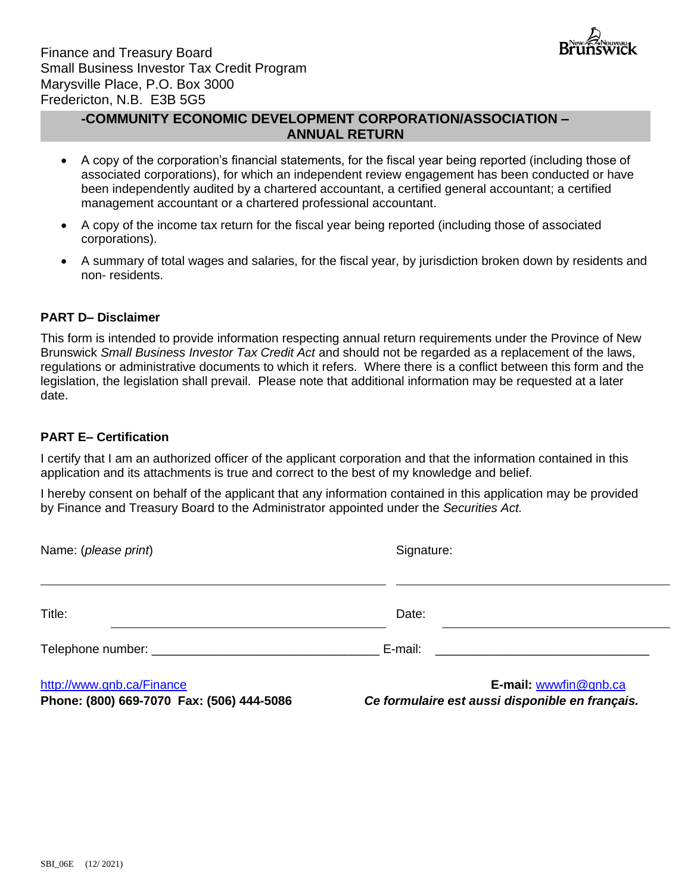Finance and Treasury Board
Small Business Investor Tax Credit Program
Marysville Place, P.O. Box 3000
Fredericton, N.B. E3B 5G5

## -COMMUNITY ECONOMIC DEVELOPMENT CORPORATION/ASSOCIATION – ANNUAL RETURN

- A copy of the corporation's financial statements, for the fiscal year being reported (including those of associated corporations), for which an independent review engagement has been conducted or have been independently audited by a chartered accountant, a certified general accountant; a certified management accountant or a chartered professional accountant.
- A copy of the income tax return for the fiscal year being reported (including those of associated corporations).
- A summary of total wages and salaries, for the fiscal year, by jurisdiction broken down by residents and non- residents.

### PART D– Disclaimer

This form is intended to provide information respecting annual return requirements under the Province of New Brunswick *Small Business Investor Tax Credit Act* and should not be regarded as a replacement of the laws, regulations or administrative documents to which it refers. Where there is a conflict between this form and the legislation, the legislation shall prevail. Please note that additional information may be requested at a later date.

### PART E– Certification

I certify that I am an authorized officer of the applicant corporation and that the information contained in this application and its attachments is true and correct to the best of my knowledge and belief.

I hereby consent on behalf of the applicant that any information contained in this application may be provided by Finance and Treasury Board to the Administrator appointed under the *Securities Act.*

Name: (*please print*) ______________________ Signature: ______________________

Title: ______________________ Date: ______________________

Telephone number: ______________________ E-mail: ______________________

http://www.gnb.ca/Finance

**Phone: (800) 669-7070 Fax: (506) 444-5086**

**E-mail:** wwwfin@gnb.ca

***Ce formulaire est aussi disponible en français.***

SBI_06E (12/ 2021)